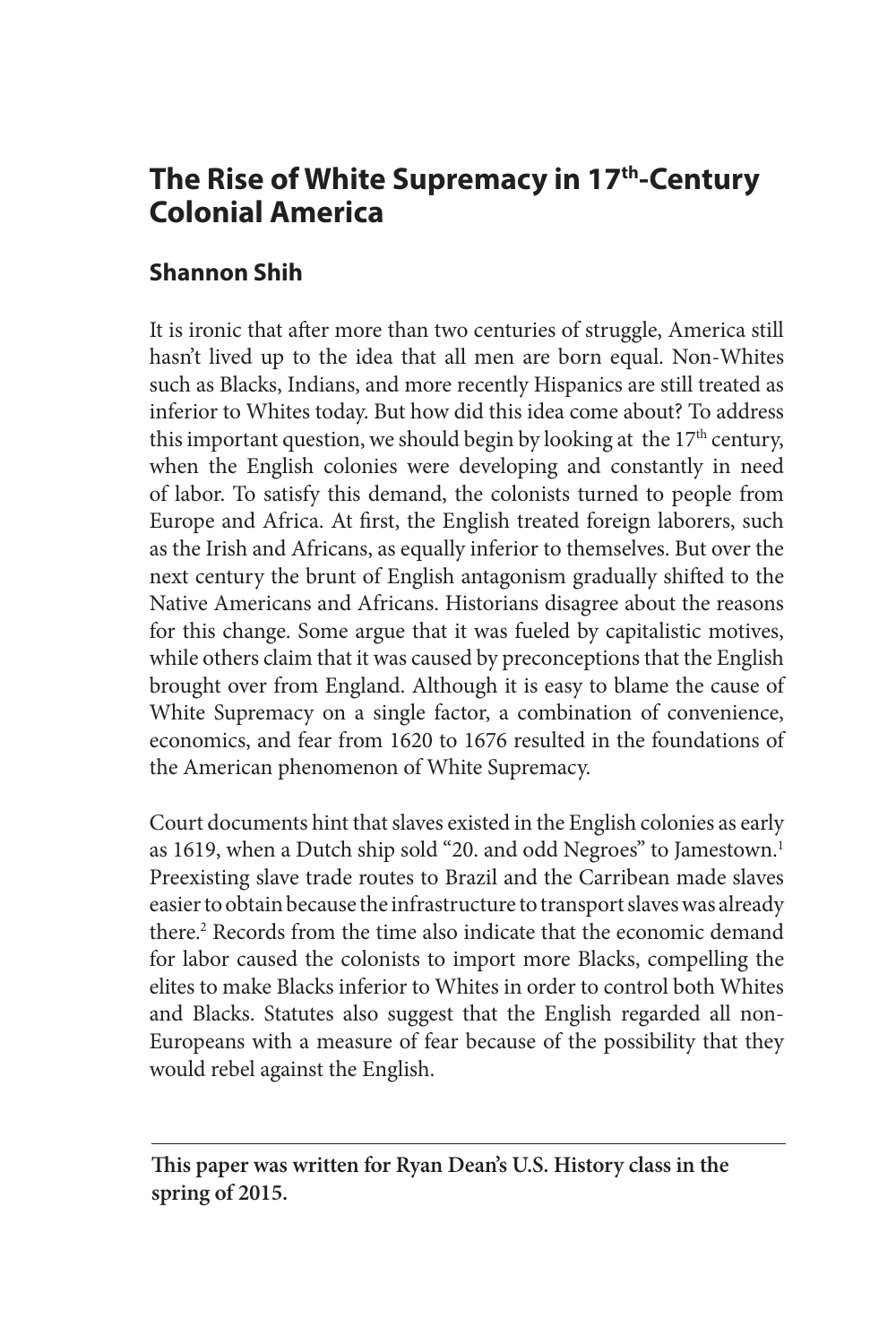# The Rise of White Supremacy in 17th-Century Colonial America

## Shannon Shih

It is ironic that after more than two centuries of struggle, America still hasn't lived up to the idea that all men are born equal. Non-Whites such as Blacks, Indians, and more recently Hispanics are still treated as inferior to Whites today. But how did this idea come about? To address this important question, we should begin by looking at the 17th century, when the English colonies were developing and constantly in need of labor. To satisfy this demand, the colonists turned to people from Europe and Africa. At first, the English treated foreign laborers, such as the Irish and Africans, as equally inferior to themselves. But over the next century the brunt of English antagonism gradually shifted to the Native Americans and Africans. Historians disagree about the reasons for this change. Some argue that it was fueled by capitalistic motives, while others claim that it was caused by preconceptions that the English brought over from England. Although it is easy to blame the cause of White Supremacy on a single factor, a combination of convenience, economics, and fear from 1620 to 1676 resulted in the foundations of the American phenomenon of White Supremacy.

Court documents hint that slaves existed in the English colonies as early as 1619, when a Dutch ship sold "20. and odd Negroes" to Jamestown.[1] Preexisting slave trade routes to Brazil and the Carribean made slaves easier to obtain because the infrastructure to transport slaves was already there.[2] Records from the time also indicate that the economic demand for labor caused the colonists to import more Blacks, compelling the elites to make Blacks inferior to Whites in order to control both Whites and Blacks. Statutes also suggest that the English regarded all non-Europeans with a measure of fear because of the possibility that they would rebel against the English.

---

**This paper was written for Ryan Dean's U.S. History class in the spring of 2015.**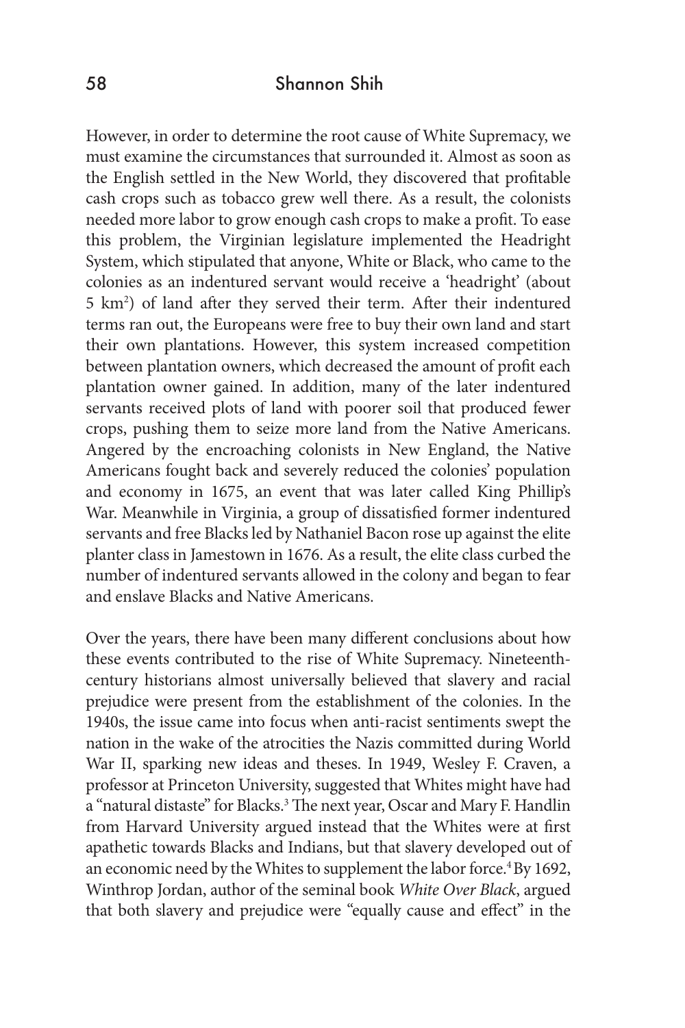However, in order to determine the root cause of White Supremacy, we must examine the circumstances that surrounded it. Almost as soon as the English settled in the New World, they discovered that profitable cash crops such as tobacco grew well there. As a result, the colonists needed more labor to grow enough cash crops to make a profit. To ease this problem, the Virginian legislature implemented the Headright System, which stipulated that anyone, White or Black, who came to the colonies as an indentured servant would receive a 'headright' (about 5 $km^2$) of land after they served their term. After their indentured terms ran out, the Europeans were free to buy their own land and start their own plantations. However, this system increased competition between plantation owners, which decreased the amount of profit each plantation owner gained. In addition, many of the later indentured servants received plots of land with poorer soil that produced fewer crops, pushing them to seize more land from the Native Americans. Angered by the encroaching colonists in New England, the Native Americans fought back and severely reduced the colonies' population and economy in 1675, an event that was later called King Phillip's War. Meanwhile in Virginia, a group of dissatisfied former indentured servants and free Blacks led by Nathaniel Bacon rose up against the elite planter class in Jamestown in 1676. As a result, the elite class curbed the number of indentured servants allowed in the colony and began to fear and enslave Blacks and Native Americans.

Over the years, there have been many different conclusions about how these events contributed to the rise of White Supremacy. Nineteenth-century historians almost universally believed that slavery and racial prejudice were present from the establishment of the colonies. In the 1940s, the issue came into focus when anti-racist sentiments swept the nation in the wake of the atrocities the Nazis committed during World War II, sparking new ideas and theses. In 1949, Wesley F. Craven, a professor at Princeton University, suggested that Whites might have had a "natural distaste" for Blacks.[3] The next year, Oscar and Mary F. Handlin from Harvard University argued instead that the Whites were at first apathetic towards Blacks and Indians, but that slavery developed out of an economic need by the Whites to supplement the labor force.[4] By 1692, Winthrop Jordan, author of the seminal book *White Over Black*, argued that both slavery and prejudice were "equally cause and effect" in the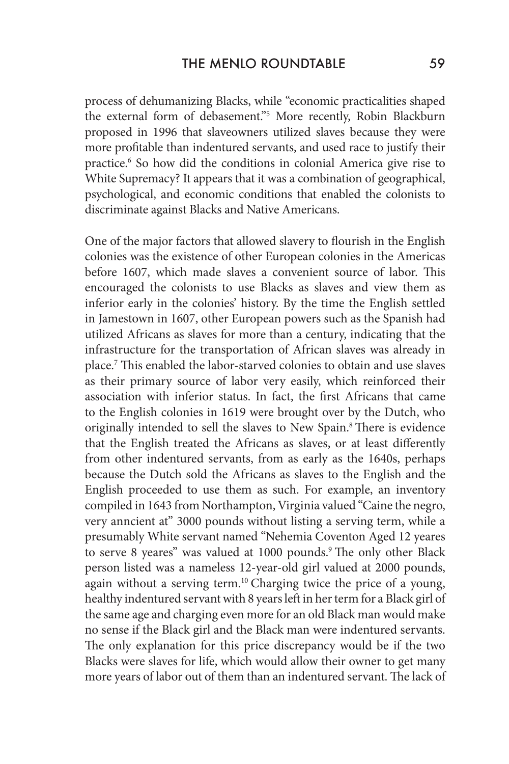process of dehumanizing Blacks, while "economic practicalities shaped the external form of debasement."[5] More recently, Robin Blackburn proposed in 1996 that slaveowners utilized slaves because they were more profitable than indentured servants, and used race to justify their practice.[6] So how did the conditions in colonial America give rise to White Supremacy? It appears that it was a combination of geographical, psychological, and economic conditions that enabled the colonists to discriminate against Blacks and Native Americans.

One of the major factors that allowed slavery to flourish in the English colonies was the existence of other European colonies in the Americas before 1607, which made slaves a convenient source of labor. This encouraged the colonists to use Blacks as slaves and view them as inferior early in the colonies' history. By the time the English settled in Jamestown in 1607, other European powers such as the Spanish had utilized Africans as slaves for more than a century, indicating that the infrastructure for the transportation of African slaves was already in place.[7] This enabled the labor-starved colonies to obtain and use slaves as their primary source of labor very easily, which reinforced their association with inferior status. In fact, the first Africans that came to the English colonies in 1619 were brought over by the Dutch, who originally intended to sell the slaves to New Spain.[8] There is evidence that the English treated the Africans as slaves, or at least differently from other indentured servants, from as early as the 1640s, perhaps because the Dutch sold the Africans as slaves to the English and the English proceeded to use them as such. For example, an inventory compiled in 1643 from Northampton, Virginia valued "Caine the negro, very anncient at" 3000 pounds without listing a serving term, while a presumably White servant named "Nehemia Coventon Aged 12 yeares to serve 8 yeares" was valued at 1000 pounds.[9] The only other Black person listed was a nameless 12-year-old girl valued at 2000 pounds, again without a serving term.[10] Charging twice the price of a young, healthy indentured servant with 8 years left in her term for a Black girl of the same age and charging even more for an old Black man would make no sense if the Black girl and the Black man were indentured servants. The only explanation for this price discrepancy would be if the two Blacks were slaves for life, which would allow their owner to get many more years of labor out of them than an indentured servant. The lack of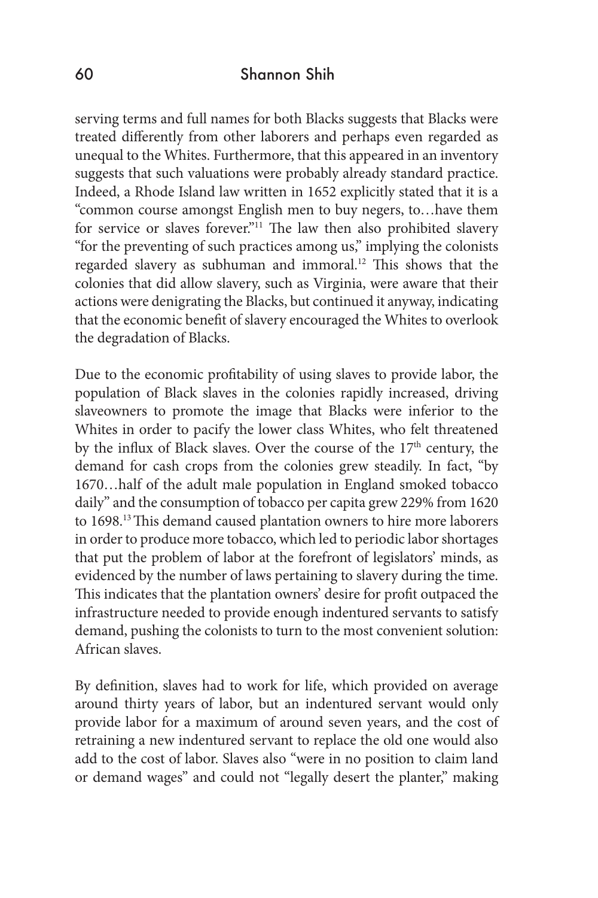serving terms and full names for both Blacks suggests that Blacks were treated differently from other laborers and perhaps even regarded as unequal to the Whites. Furthermore, that this appeared in an inventory suggests that such valuations were probably already standard practice. Indeed, a Rhode Island law written in 1652 explicitly stated that it is a "common course amongst English men to buy negers, to…have them for service or slaves forever."[11] The law then also prohibited slavery "for the preventing of such practices among us," implying the colonists regarded slavery as subhuman and immoral.[12] This shows that the colonies that did allow slavery, such as Virginia, were aware that their actions were denigrating the Blacks, but continued it anyway, indicating that the economic benefit of slavery encouraged the Whites to overlook the degradation of Blacks.

Due to the economic profitability of using slaves to provide labor, the population of Black slaves in the colonies rapidly increased, driving slaveowners to promote the image that Blacks were inferior to the Whites in order to pacify the lower class Whites, who felt threatened by the influx of Black slaves. Over the course of the 17th century, the demand for cash crops from the colonies grew steadily. In fact, "by 1670…half of the adult male population in England smoked tobacco daily" and the consumption of tobacco per capita grew 229% from 1620 to 1698.[13] This demand caused plantation owners to hire more laborers in order to produce more tobacco, which led to periodic labor shortages that put the problem of labor at the forefront of legislators' minds, as evidenced by the number of laws pertaining to slavery during the time. This indicates that the plantation owners' desire for profit outpaced the infrastructure needed to provide enough indentured servants to satisfy demand, pushing the colonists to turn to the most convenient solution: African slaves.

By definition, slaves had to work for life, which provided on average around thirty years of labor, but an indentured servant would only provide labor for a maximum of around seven years, and the cost of retraining a new indentured servant to replace the old one would also add to the cost of labor. Slaves also "were in no position to claim land or demand wages" and could not "legally desert the planter," making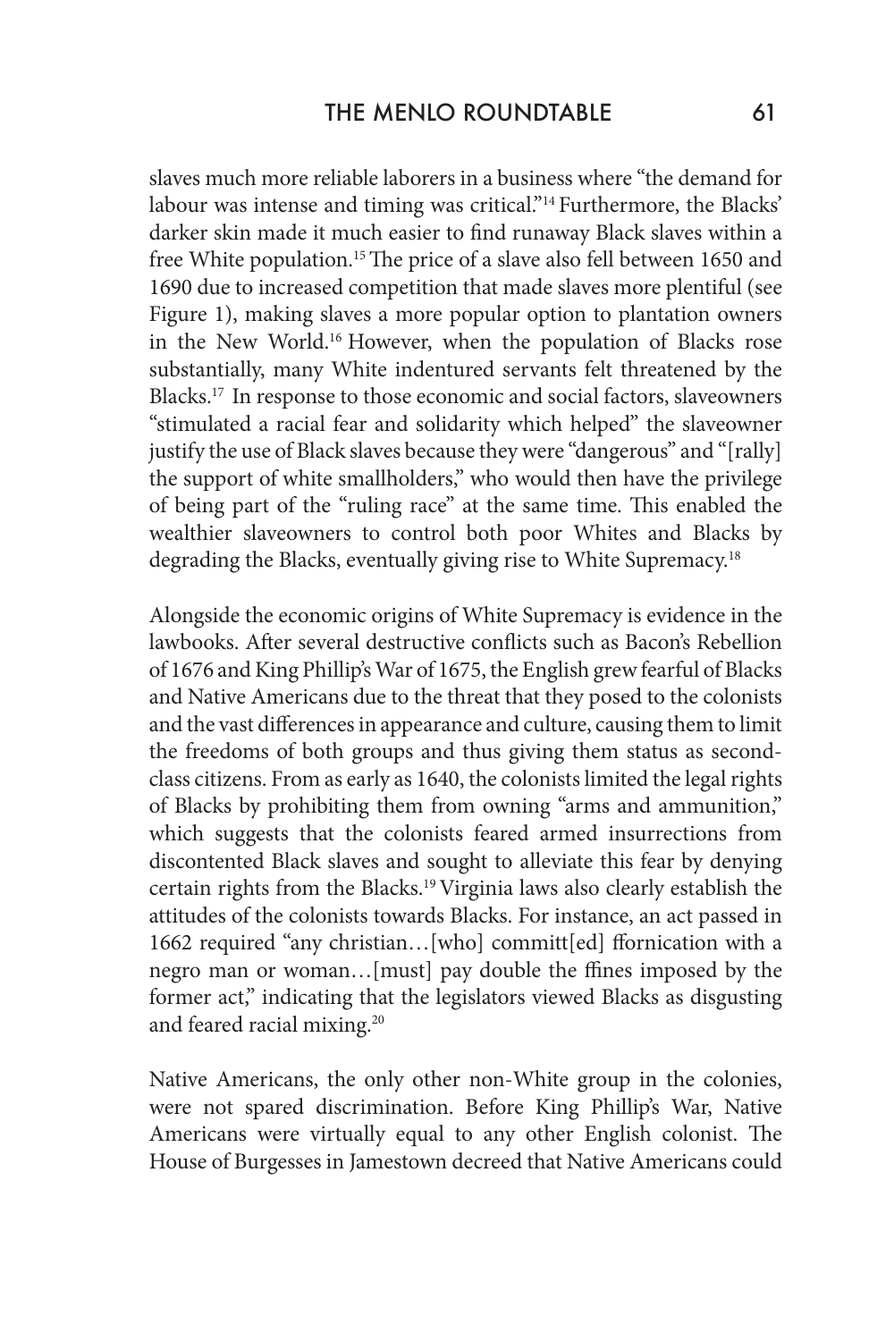slaves much more reliable laborers in a business where "the demand for labour was intense and timing was critical."[14] Furthermore, the Blacks' darker skin made it much easier to find runaway Black slaves within a free White population.[15] The price of a slave also fell between 1650 and 1690 due to increased competition that made slaves more plentiful (see Figure 1), making slaves a more popular option to plantation owners in the New World.[16] However, when the population of Blacks rose substantially, many White indentured servants felt threatened by the Blacks.[17] In response to those economic and social factors, slaveowners "stimulated a racial fear and solidarity which helped" the slaveowner justify the use of Black slaves because they were "dangerous" and "[rally] the support of white smallholders," who would then have the privilege of being part of the "ruling race" at the same time. This enabled the wealthier slaveowners to control both poor Whites and Blacks by degrading the Blacks, eventually giving rise to White Supremacy.[18]

Alongside the economic origins of White Supremacy is evidence in the lawbooks. After several destructive conflicts such as Bacon's Rebellion of 1676 and King Phillip's War of 1675, the English grew fearful of Blacks and Native Americans due to the threat that they posed to the colonists and the vast differences in appearance and culture, causing them to limit the freedoms of both groups and thus giving them status as second-class citizens. From as early as 1640, the colonists limited the legal rights of Blacks by prohibiting them from owning "arms and ammunition," which suggests that the colonists feared armed insurrections from discontented Black slaves and sought to alleviate this fear by denying certain rights from the Blacks.[19] Virginia laws also clearly establish the attitudes of the colonists towards Blacks. For instance, an act passed in 1662 required "any christian…[who] committ[ed] ffornication with a negro man or woman…[must] pay double the ffines imposed by the former act," indicating that the legislators viewed Blacks as disgusting and feared racial mixing.[20]

Native Americans, the only other non-White group in the colonies, were not spared discrimination. Before King Phillip's War, Native Americans were virtually equal to any other English colonist. The House of Burgesses in Jamestown decreed that Native Americans could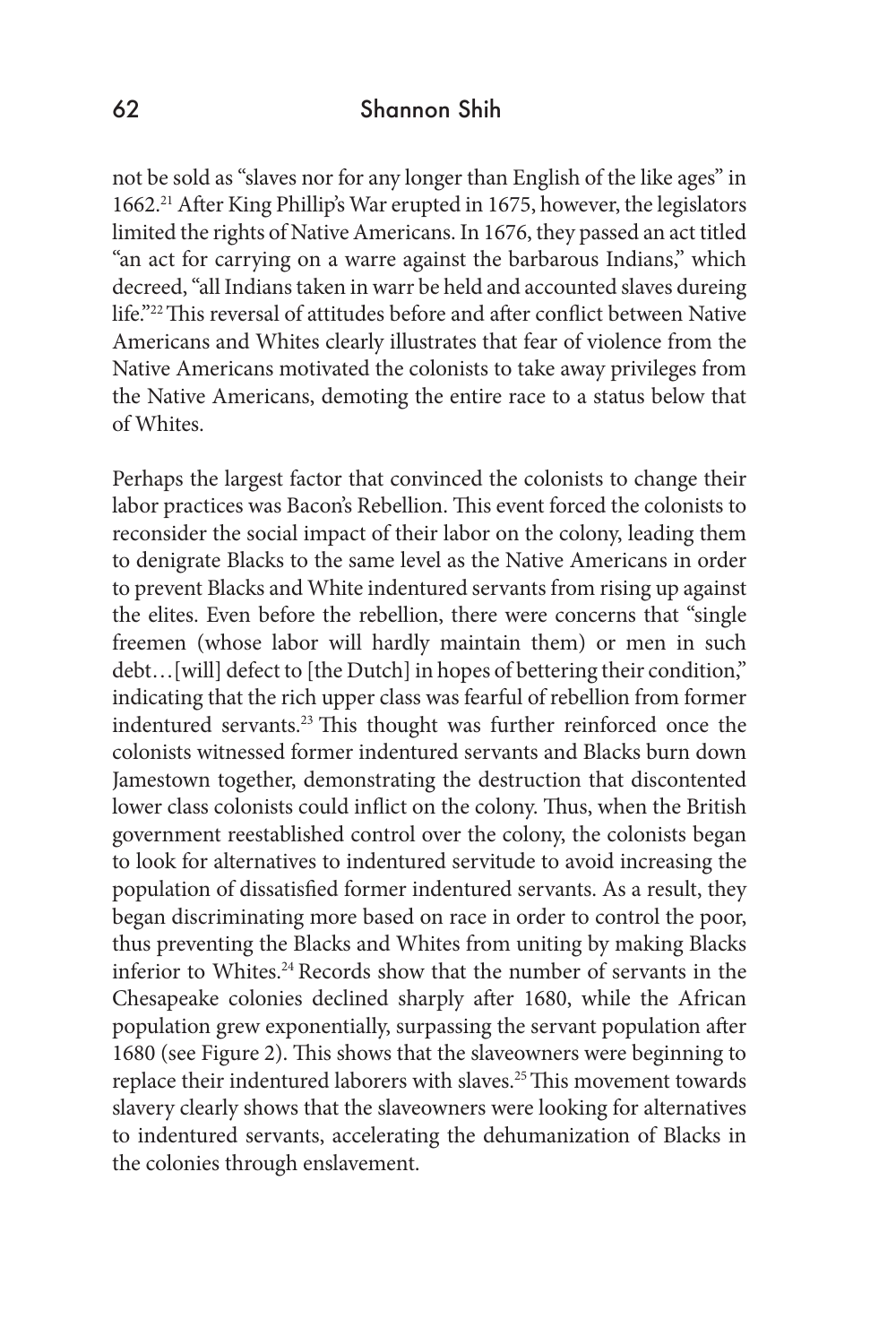not be sold as "slaves nor for any longer than English of the like ages" in 1662.[21] After King Phillip's War erupted in 1675, however, the legislators limited the rights of Native Americans. In 1676, they passed an act titled "an act for carrying on a warre against the barbarous Indians," which decreed, "all Indians taken in warr be held and accounted slaves dureing life."[22] This reversal of attitudes before and after conflict between Native Americans and Whites clearly illustrates that fear of violence from the Native Americans motivated the colonists to take away privileges from the Native Americans, demoting the entire race to a status below that of Whites.

Perhaps the largest factor that convinced the colonists to change their labor practices was Bacon's Rebellion. This event forced the colonists to reconsider the social impact of their labor on the colony, leading them to denigrate Blacks to the same level as the Native Americans in order to prevent Blacks and White indentured servants from rising up against the elites. Even before the rebellion, there were concerns that "single freemen (whose labor will hardly maintain them) or men in such debt…[will] defect to [the Dutch] in hopes of bettering their condition," indicating that the rich upper class was fearful of rebellion from former indentured servants.[23] This thought was further reinforced once the colonists witnessed former indentured servants and Blacks burn down Jamestown together, demonstrating the destruction that discontented lower class colonists could inflict on the colony. Thus, when the British government reestablished control over the colony, the colonists began to look for alternatives to indentured servitude to avoid increasing the population of dissatisfied former indentured servants. As a result, they began discriminating more based on race in order to control the poor, thus preventing the Blacks and Whites from uniting by making Blacks inferior to Whites.[24] Records show that the number of servants in the Chesapeake colonies declined sharply after 1680, while the African population grew exponentially, surpassing the servant population after 1680 (see Figure 2). This shows that the slaveowners were beginning to replace their indentured laborers with slaves.[25] This movement towards slavery clearly shows that the slaveowners were looking for alternatives to indentured servants, accelerating the dehumanization of Blacks in the colonies through enslavement.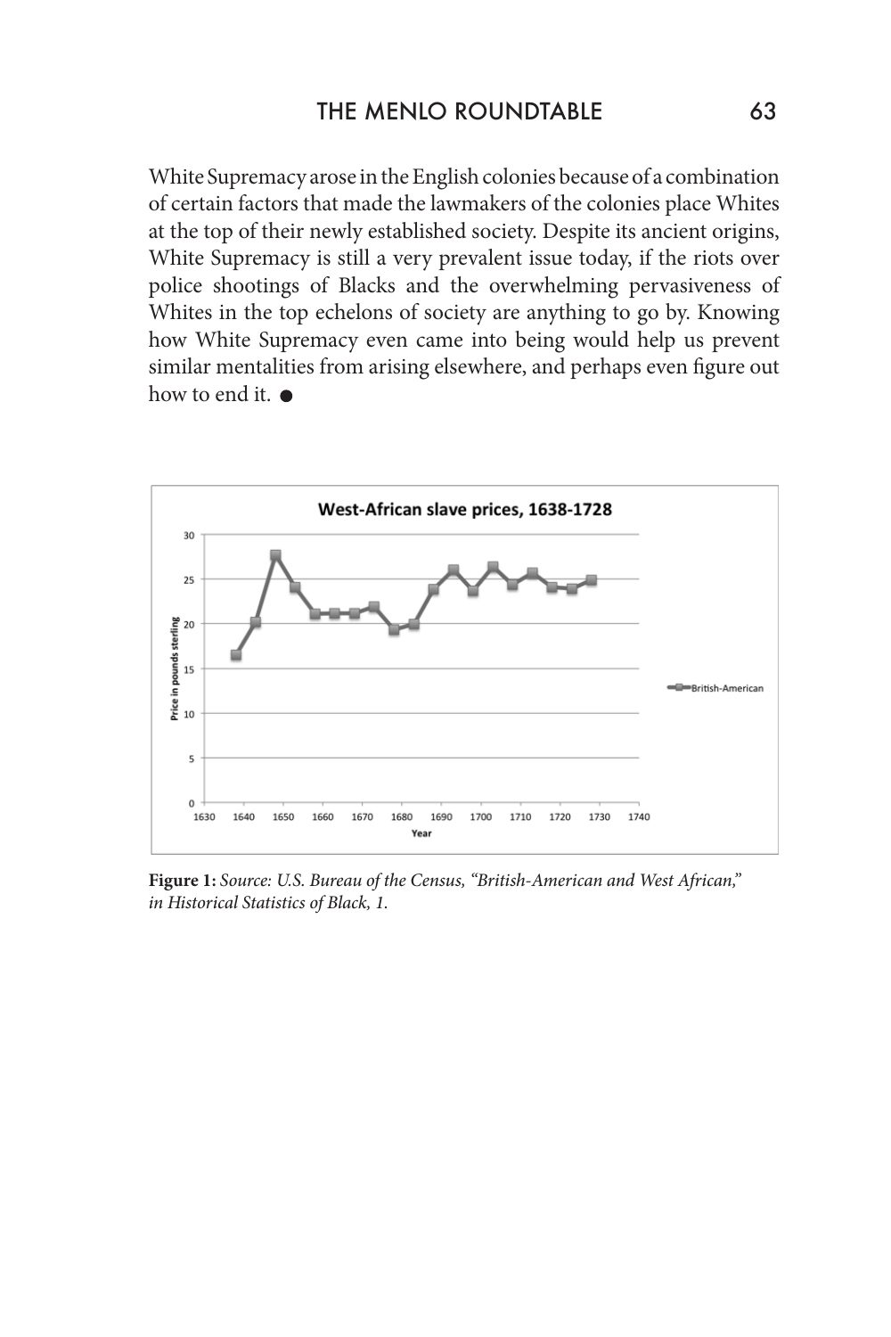White Supremacy arose in the English colonies because of a combination of certain factors that made the lawmakers of the colonies place Whites at the top of their newly established society. Despite its ancient origins, White Supremacy is still a very prevalent issue today, if the riots over police shootings of Blacks and the overwhelming pervasiveness of Whites in the top echelons of society are anything to go by. Knowing how White Supremacy even came into being would help us prevent similar mentalities from arising elsewhere, and perhaps even figure out how to end it. ●

**Figure 1:** *Source: U.S. Bureau of the Census, "British-American and West African," in Historical Statistics of Black, 1.*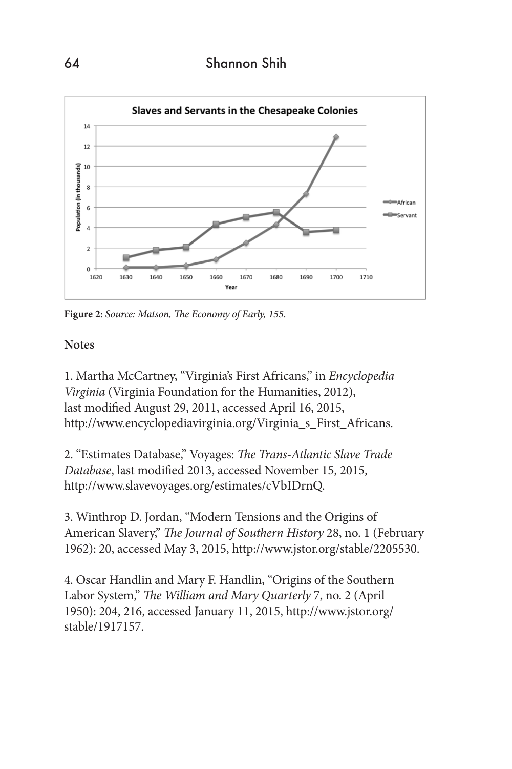**Figure 2:** *Source: Matson, The Economy of Early, 155.*

**Notes**

1. Martha McCartney, "Virginia's First Africans," in *Encyclopedia Virginia* (Virginia Foundation for the Humanities, 2012), last modified August 29, 2011, accessed April 16, 2015, http://www.encyclopediavirginia.org/Virginia_s_First_Africans.

2. "Estimates Database," Voyages: *The Trans-Atlantic Slave Trade Database*, last modified 2013, accessed November 15, 2015, http://www.slavevoyages.org/estimates/cVbIDrnQ.

3. Winthrop D. Jordan, "Modern Tensions and the Origins of American Slavery," *The Journal of Southern History* 28, no. 1 (February 1962): 20, accessed May 3, 2015, http://www.jstor.org/stable/2205530.

4. Oscar Handlin and Mary F. Handlin, "Origins of the Southern Labor System," *The William and Mary Quarterly* 7, no. 2 (April 1950): 204, 216, accessed January 11, 2015, http://www.jstor.org/stable/1917157.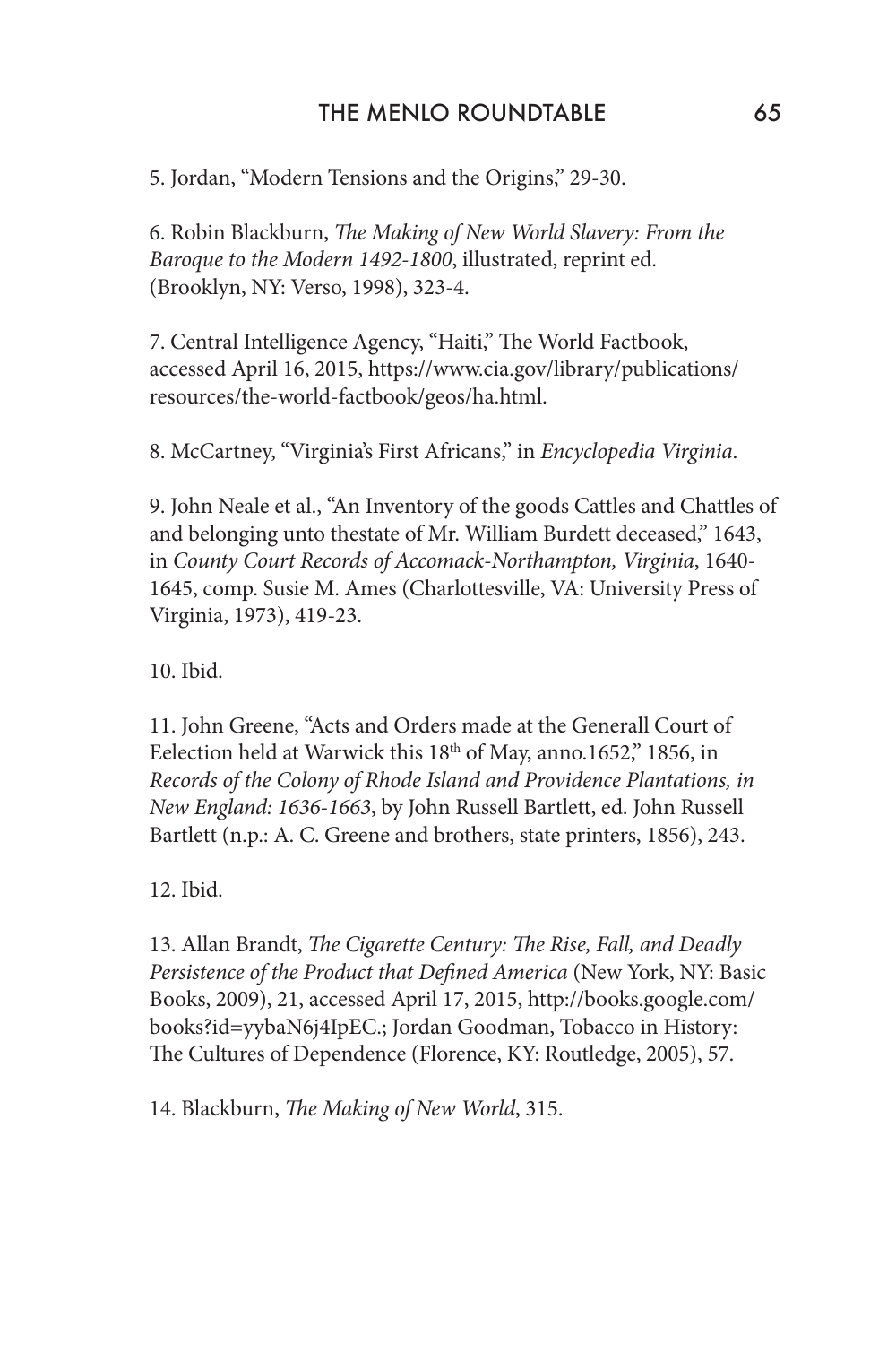5. Jordan, "Modern Tensions and the Origins," 29-30.

6. Robin Blackburn, *The Making of New World Slavery: From the Baroque to the Modern 1492-1800*, illustrated, reprint ed. (Brooklyn, NY: Verso, 1998), 323-4.

7. Central Intelligence Agency, "Haiti," The World Factbook, accessed April 16, 2015, https://www.cia.gov/library/publications/resources/the-world-factbook/geos/ha.html.

8. McCartney, "Virginia's First Africans," in *Encyclopedia Virginia*.

9. John Neale et al., "An Inventory of the goods Cattles and Chattles of and belonging unto thestate of Mr. William Burdett deceased," 1643, in *County Court Records of Accomack-Northampton, Virginia*, 1640-1645, comp. Susie M. Ames (Charlottesville, VA: University Press of Virginia, 1973), 419-23.

10. Ibid.

11. John Greene, "Acts and Orders made at the Generall Court of Eelection held at Warwick this 18th of May, anno.1652," 1856, in *Records of the Colony of Rhode Island and Providence Plantations, in New England: 1636-1663*, by John Russell Bartlett, ed. John Russell Bartlett (n.p.: A. C. Greene and brothers, state printers, 1856), 243.

12. Ibid.

13. Allan Brandt, *The Cigarette Century: The Rise, Fall, and Deadly Persistence of the Product that Defined America* (New York, NY: Basic Books, 2009), 21, accessed April 17, 2015, http://books.google.com/books?id=yybaN6j4IpEC.; Jordan Goodman, Tobacco in History: The Cultures of Dependence (Florence, KY: Routledge, 2005), 57.

14. Blackburn, *The Making of New World*, 315.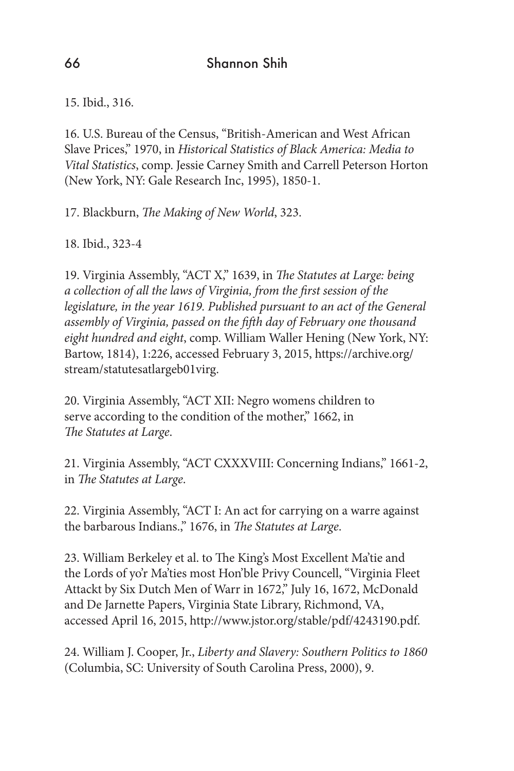15. Ibid., 316.

16. U.S. Bureau of the Census, "British-American and West African Slave Prices," 1970, in *Historical Statistics of Black America: Media to Vital Statistics*, comp. Jessie Carney Smith and Carrell Peterson Horton (New York, NY: Gale Research Inc, 1995), 1850-1.

17. Blackburn, *The Making of New World*, 323.

18. Ibid., 323-4

19. Virginia Assembly, "ACT X," 1639, in *The Statutes at Large: being a collection of all the laws of Virginia, from the first session of the legislature, in the year 1619. Published pursuant to an act of the General assembly of Virginia, passed on the fifth day of February one thousand eight hundred and eight*, comp. William Waller Hening (New York, NY: Bartow, 1814), 1:226, accessed February 3, 2015, https://archive.org/stream/statutesatlargeb01virg.

20. Virginia Assembly, "ACT XII: Negro womens children to serve according to the condition of the mother," 1662, in *The Statutes at Large*.

21. Virginia Assembly, "ACT CXXXVIII: Concerning Indians," 1661-2, in *The Statutes at Large*.

22. Virginia Assembly, "ACT I: An act for carrying on a warre against the barbarous Indians.," 1676, in *The Statutes at Large*.

23. William Berkeley et al. to The King's Most Excellent Ma'tie and the Lords of yo'r Ma'ties most Hon'ble Privy Councell, "Virginia Fleet Attackt by Six Dutch Men of Warr in 1672," July 16, 1672, McDonald and De Jarnette Papers, Virginia State Library, Richmond, VA, accessed April 16, 2015, http://www.jstor.org/stable/pdf/4243190.pdf.

24. William J. Cooper, Jr., *Liberty and Slavery: Southern Politics to 1860* (Columbia, SC: University of South Carolina Press, 2000), 9.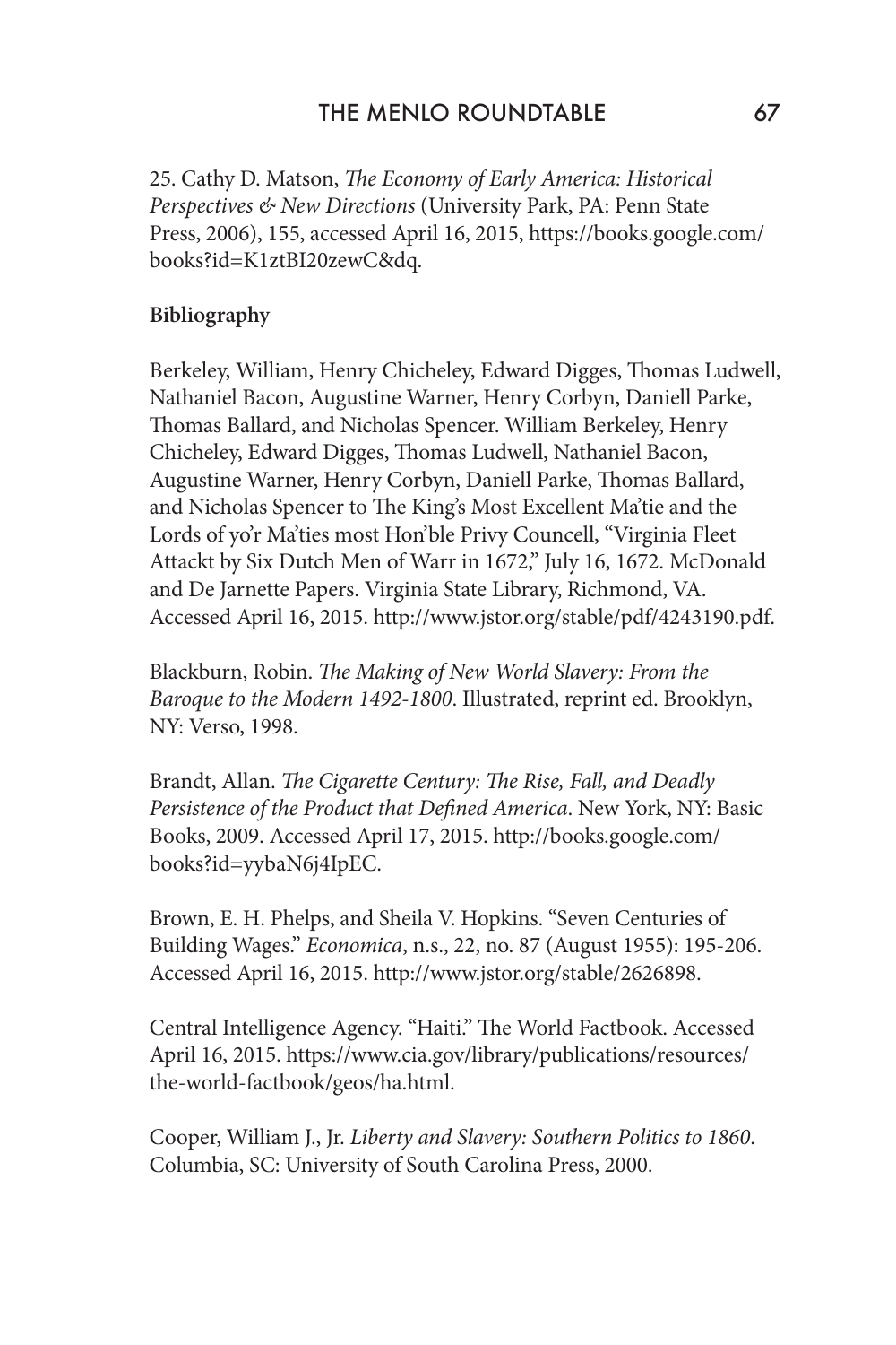25. Cathy D. Matson, *The Economy of Early America: Historical Perspectives & New Directions* (University Park, PA: Penn State Press, 2006), 155, accessed April 16, 2015, https://books.google.com/books?id=K1ztBI20zewC&dq.

**Bibliography**

Berkeley, William, Henry Chicheley, Edward Digges, Thomas Ludwell, Nathaniel Bacon, Augustine Warner, Henry Corbyn, Daniell Parke, Thomas Ballard, and Nicholas Spencer. William Berkeley, Henry Chicheley, Edward Digges, Thomas Ludwell, Nathaniel Bacon, Augustine Warner, Henry Corbyn, Daniell Parke, Thomas Ballard, and Nicholas Spencer to The King's Most Excellent Ma'tie and the Lords of yo'r Ma'ties most Hon'ble Privy Councell, "Virginia Fleet Attackt by Six Dutch Men of Warr in 1672," July 16, 1672. McDonald and De Jarnette Papers. Virginia State Library, Richmond, VA. Accessed April 16, 2015. http://www.jstor.org/stable/pdf/4243190.pdf.

Blackburn, Robin. *The Making of New World Slavery: From the Baroque to the Modern 1492-1800*. Illustrated, reprint ed. Brooklyn, NY: Verso, 1998.

Brandt, Allan. *The Cigarette Century: The Rise, Fall, and Deadly Persistence of the Product that Defined America*. New York, NY: Basic Books, 2009. Accessed April 17, 2015. http://books.google.com/books?id=yybaN6j4IpEC.

Brown, E. H. Phelps, and Sheila V. Hopkins. "Seven Centuries of Building Wages." *Economica*, n.s., 22, no. 87 (August 1955): 195-206. Accessed April 16, 2015. http://www.jstor.org/stable/2626898.

Central Intelligence Agency. "Haiti." The World Factbook. Accessed April 16, 2015. https://www.cia.gov/library/publications/resources/the-world-factbook/geos/ha.html.

Cooper, William J., Jr. *Liberty and Slavery: Southern Politics to 1860*. Columbia, SC: University of South Carolina Press, 2000.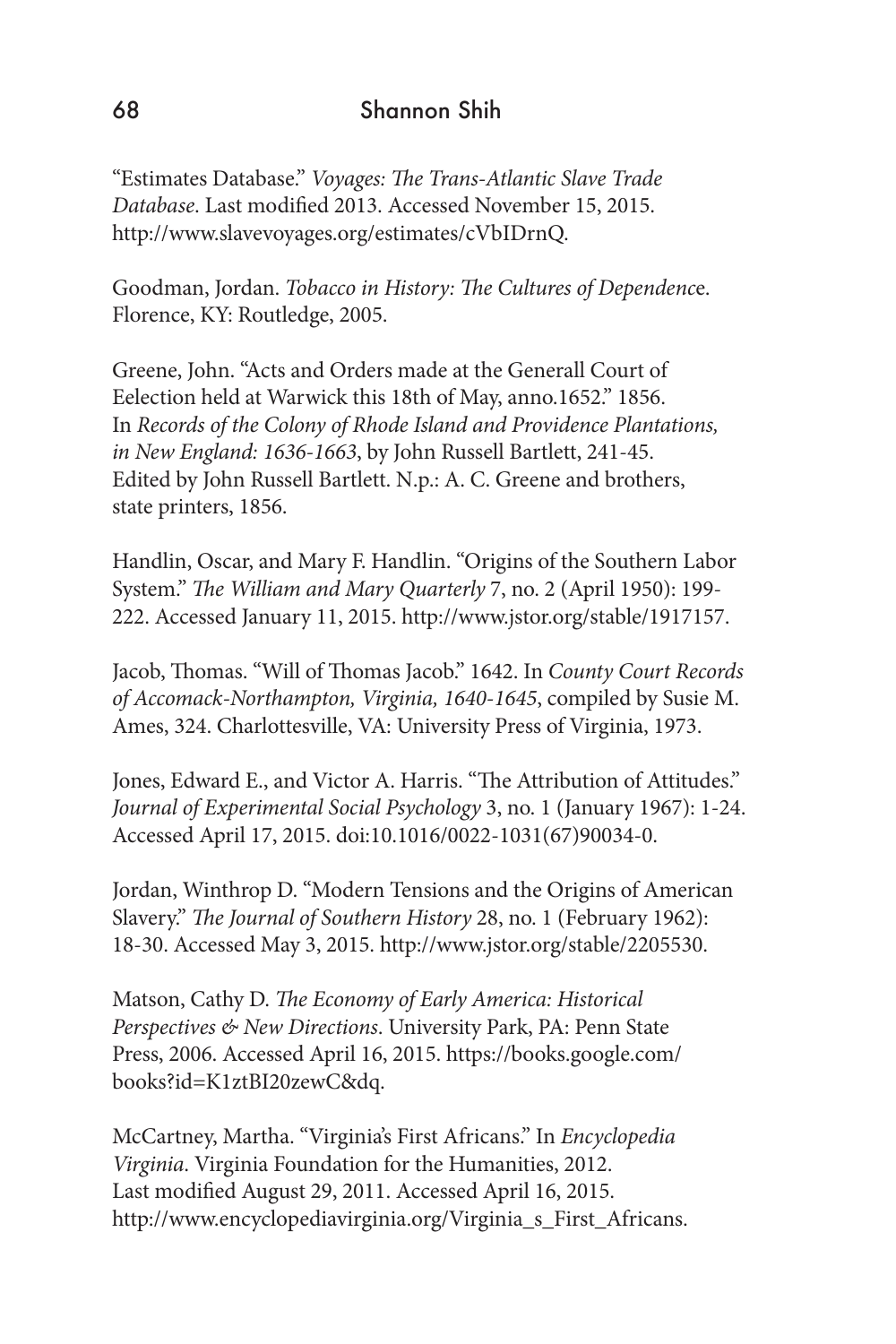"Estimates Database." *Voyages: The Trans-Atlantic Slave Trade Database*. Last modified 2013. Accessed November 15, 2015. http://www.slavevoyages.org/estimates/cVbIDrnQ.

Goodman, Jordan. *Tobacco in History: The Cultures of Dependence*. Florence, KY: Routledge, 2005.

Greene, John. "Acts and Orders made at the Generall Court of Eelection held at Warwick this 18th of May, anno.1652." 1856. In *Records of the Colony of Rhode Island and Providence Plantations, in New England: 1636-1663*, by John Russell Bartlett, 241-45. Edited by John Russell Bartlett. N.p.: A. C. Greene and brothers, state printers, 1856.

Handlin, Oscar, and Mary F. Handlin. "Origins of the Southern Labor System." *The William and Mary Quarterly* 7, no. 2 (April 1950): 199-222. Accessed January 11, 2015. http://www.jstor.org/stable/1917157.

Jacob, Thomas. "Will of Thomas Jacob." 1642. In *County Court Records of Accomack-Northampton, Virginia, 1640-1645*, compiled by Susie M. Ames, 324. Charlottesville, VA: University Press of Virginia, 1973.

Jones, Edward E., and Victor A. Harris. "The Attribution of Attitudes." *Journal of Experimental Social Psychology* 3, no. 1 (January 1967): 1-24. Accessed April 17, 2015. doi:10.1016/0022-1031(67)90034-0.

Jordan, Winthrop D. "Modern Tensions and the Origins of American Slavery." *The Journal of Southern History* 28, no. 1 (February 1962): 18-30. Accessed May 3, 2015. http://www.jstor.org/stable/2205530.

Matson, Cathy D. *The Economy of Early America: Historical Perspectives & New Directions*. University Park, PA: Penn State Press, 2006. Accessed April 16, 2015. https://books.google.com/books?id=K1ztBI20zewC&dq.

McCartney, Martha. "Virginia's First Africans." In *Encyclopedia Virginia*. Virginia Foundation for the Humanities, 2012. Last modified August 29, 2011. Accessed April 16, 2015. http://www.encyclopediavirginia.org/Virginia_s_First_Africans.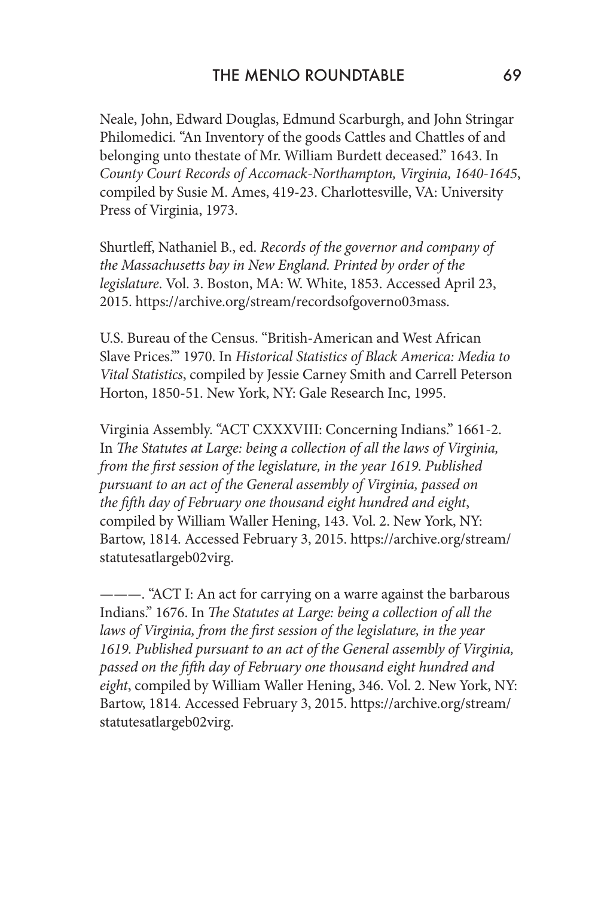Neale, John, Edward Douglas, Edmund Scarburgh, and John Stringar Philomedici. "An Inventory of the goods Cattles and Chattles of and belonging unto thestate of Mr. William Burdett deceased." 1643. In *County Court Records of Accomack-Northampton, Virginia, 1640-1645*, compiled by Susie M. Ames, 419-23. Charlottesville, VA: University Press of Virginia, 1973.

Shurtleff, Nathaniel B., ed. *Records of the governor and company of the Massachusetts bay in New England. Printed by order of the legislature*. Vol. 3. Boston, MA: W. White, 1853. Accessed April 23, 2015. https://archive.org/stream/recordsofgoverno03mass.

U.S. Bureau of the Census. "British-American and West African Slave Prices."' 1970. In *Historical Statistics of Black America: Media to Vital Statistics*, compiled by Jessie Carney Smith and Carrell Peterson Horton, 1850-51. New York, NY: Gale Research Inc, 1995.

Virginia Assembly. "ACT CXXXVIII: Concerning Indians." 1661-2. In *The Statutes at Large: being a collection of all the laws of Virginia, from the first session of the legislature, in the year 1619. Published pursuant to an act of the General assembly of Virginia, passed on the fifth day of February one thousand eight hundred and eight*, compiled by William Waller Hening, 143. Vol. 2. New York, NY: Bartow, 1814. Accessed February 3, 2015. https://archive.org/stream/statutesatlargeb02virg.

———. "ACT I: An act for carrying on a warre against the barbarous Indians." 1676. In *The Statutes at Large: being a collection of all the laws of Virginia, from the first session of the legislature, in the year 1619. Published pursuant to an act of the General assembly of Virginia, passed on the fifth day of February one thousand eight hundred and eight*, compiled by William Waller Hening, 346. Vol. 2. New York, NY: Bartow, 1814. Accessed February 3, 2015. https://archive.org/stream/statutesatlargeb02virg.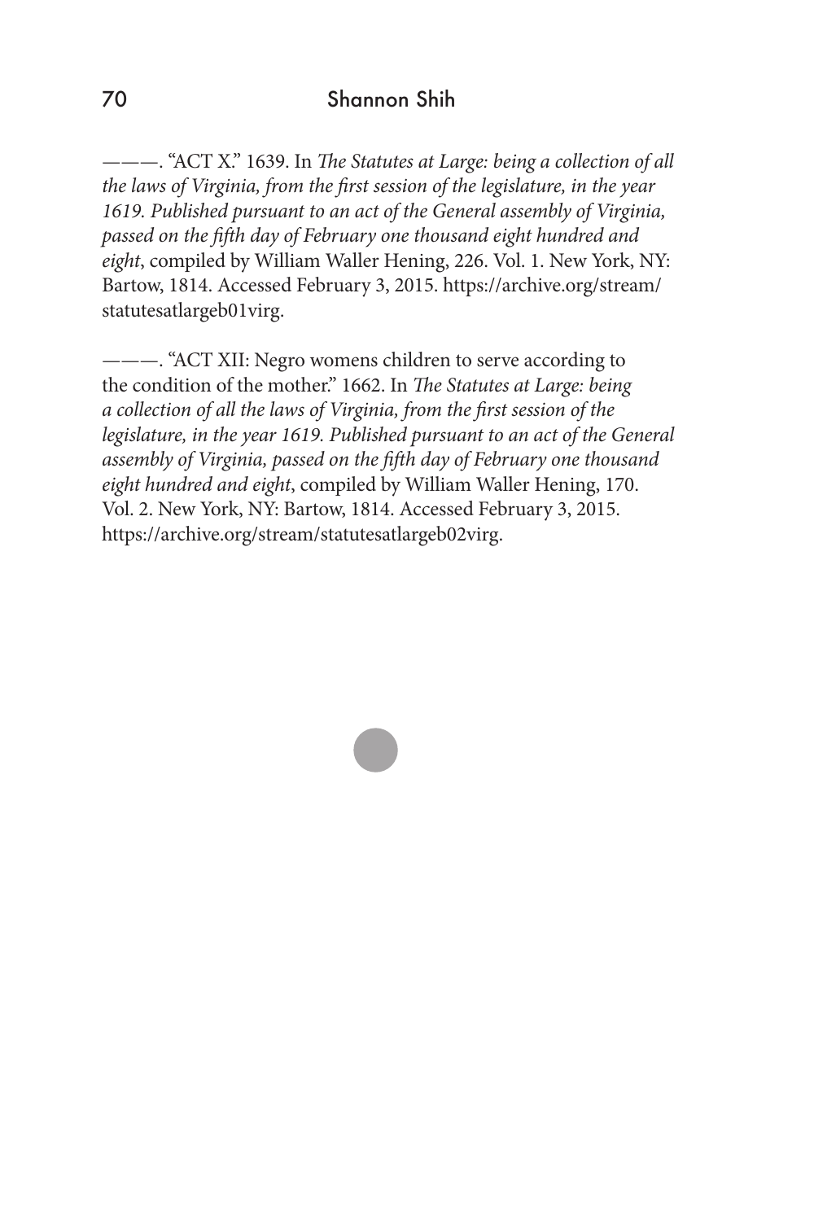———. "ACT X." 1639. In *The Statutes at Large: being a collection of all the laws of Virginia, from the first session of the legislature, in the year 1619. Published pursuant to an act of the General assembly of Virginia, passed on the fifth day of February one thousand eight hundred and eight*, compiled by William Waller Hening, 226. Vol. 1. New York, NY: Bartow, 1814. Accessed February 3, 2015. https://archive.org/stream/statutesatlargeb01virg.

———. "ACT XII: Negro womens children to serve according to the condition of the mother." 1662. In *The Statutes at Large: being a collection of all the laws of Virginia, from the first session of the legislature, in the year 1619. Published pursuant to an act of the General assembly of Virginia, passed on the fifth day of February one thousand eight hundred and eight*, compiled by William Waller Hening, 170. Vol. 2. New York, NY: Bartow, 1814. Accessed February 3, 2015. https://archive.org/stream/statutesatlargeb02virg.